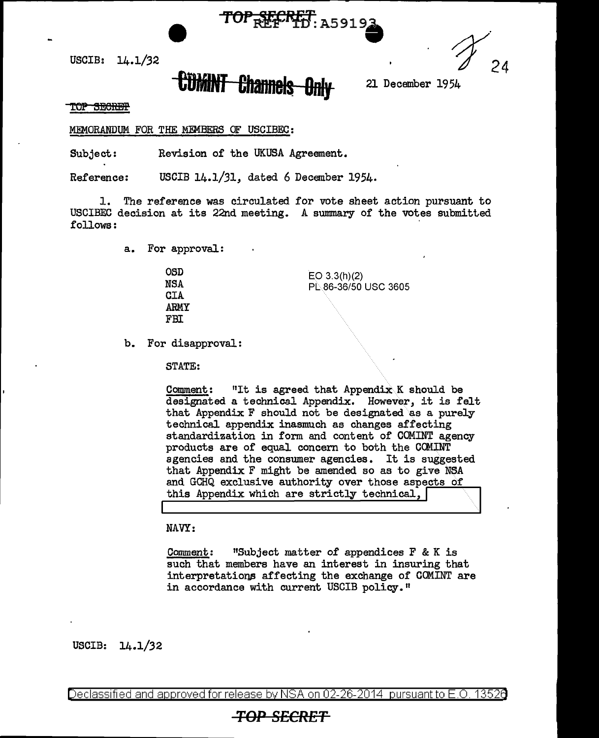TOP SECRET REF ID: A59193

USCIB: 14.1/32

**COMINT Channels Only**

21 December 1954

~~TOP SECRET~~

MEMORANDUM FOR THE MEMBERS OF USCIBEC:

Subject: Revision of the UKUSA Agreement.

Reference: USCIB 14.1/31, dated 6 December 1954.

1. The reference was circulated for vote sheet action pursuant to USCIBEC decision at its 22nd meeting. A summary of the votes submitted follows:

a. For approval:

OSD
NSA
CIA
ARMY
FBI

EO 3.3(h)(2)
PL 86-36/50 USC 3605

b. For disapproval:

STATE:

Comment: "It is agreed that Appendix K should be designated a technical Appendix. However, it is felt that Appendix F should not be designated as a purely technical appendix inasmuch as changes affecting standardization in form and content of COMINT agency products are of equal concern to both the COMINT agencies and the consumer agencies. It is suggested that Appendix F might be amended so as to give NSA and GCHQ exclusive authority over those aspects of this Appendix which are strictly technical, [REDACTED]

NAVY:

Comment: "Subject matter of appendices F & K is such that members have an interest in insuring that interpretations affecting the exchange of COMINT are in accordance with current USCIB policy."

USCIB: 14.1/32

Declassified and approved for release by NSA on 02-26-2014 pursuant to E.O. 13526

TOP SECRET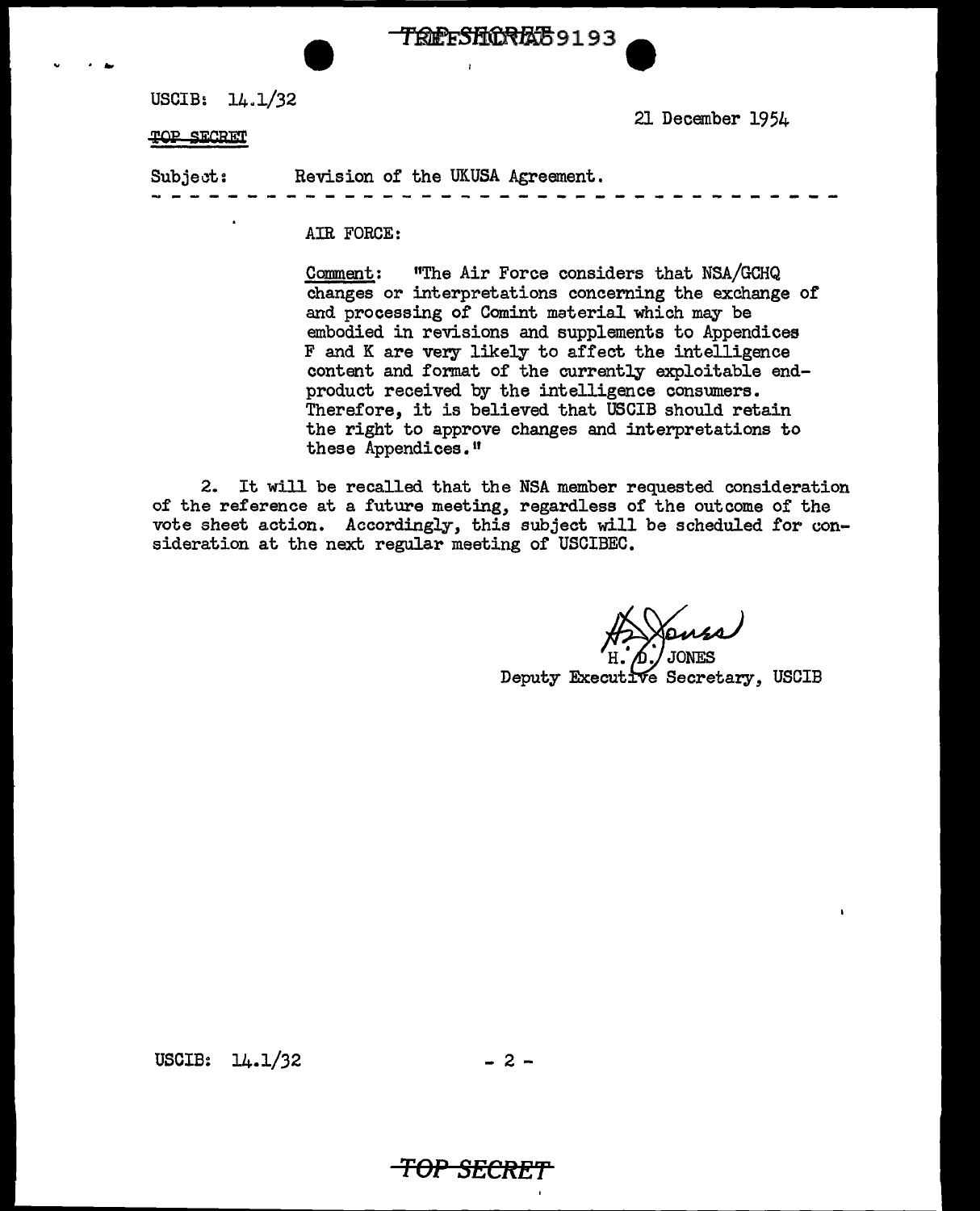USCIB: 14.1/32

21 December 1954

TOP SECRET

Subject: Revision of the UKUSA Agreement.

- - - - - - - - - - - - - - - - - - - - - - - - - - - - - - - - - - - -

AIR FORCE:

Comment: "The Air Force considers that NSA/GCHQ changes or interpretations concerning the exchange of and processing of Comint material which may be embodied in revisions and supplements to Appendices F and K are very likely to affect the intelligence content and format of the currently exploitable end-product received by the intelligence consumers. Therefore, it is believed that USCIB should retain the right to approve changes and interpretations to these Appendices."

2. It will be recalled that the NSA member requested consideration of the reference at a future meeting, regardless of the outcome of the vote sheet action. Accordingly, this subject will be scheduled for consideration at the next regular meeting of USCIBEC.

H. D. JONES
Deputy Executive Secretary, USCIB

USCIB: 14.1/32

TOP SECRET